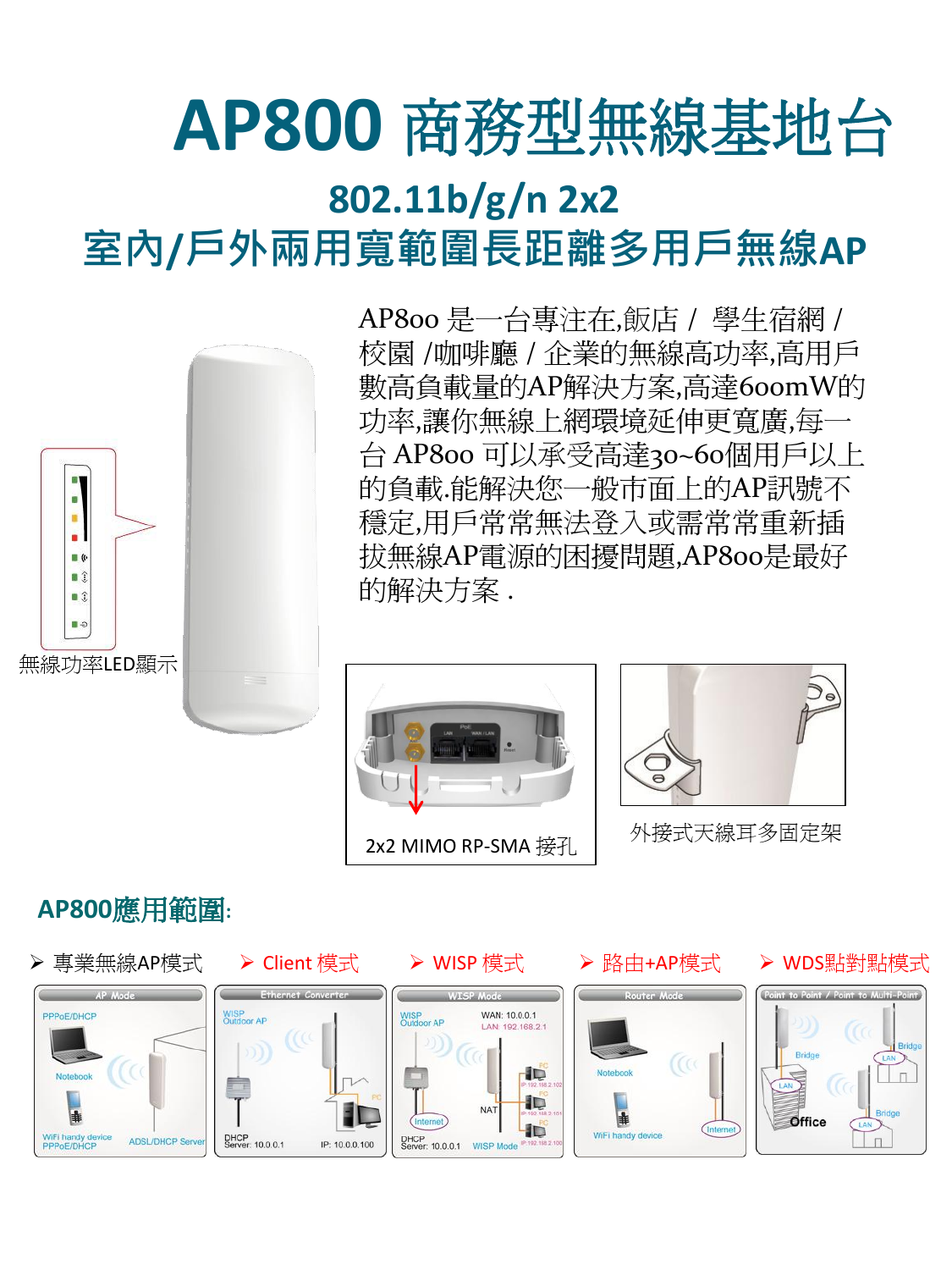# AP800 商務型無線基地台

## 802.11b/g/n 2x2
## 室內/戶外兩用寬範圍長距離多用戶無線AP

AP8oo 是一台專注在,飯店 / 學生宿網 / 校園 /咖啡廳 / 企業的無線高功率,高用戶數高負載量的AP解決方案,高達600mW的功率,讓你無線上網環境延伸更寬廣,每一台 AP8oo 可以承受高達30~60個用戶以上的負載.能解決您一般市面上的AP訊號不穩定,用戶常常無法登入或需常常重新插拔無線AP電源的困擾問題,AP8oo是最好的解決方案 .

無線功率LED顯示

2x2 MIMO RP-SMA 接孔

外接式天線耳多固定架

## AP800應用範圍:

- 專業無線AP模式
- Client 模式
- WISP 模式
- 路由+AP模式
- WDS點對點模式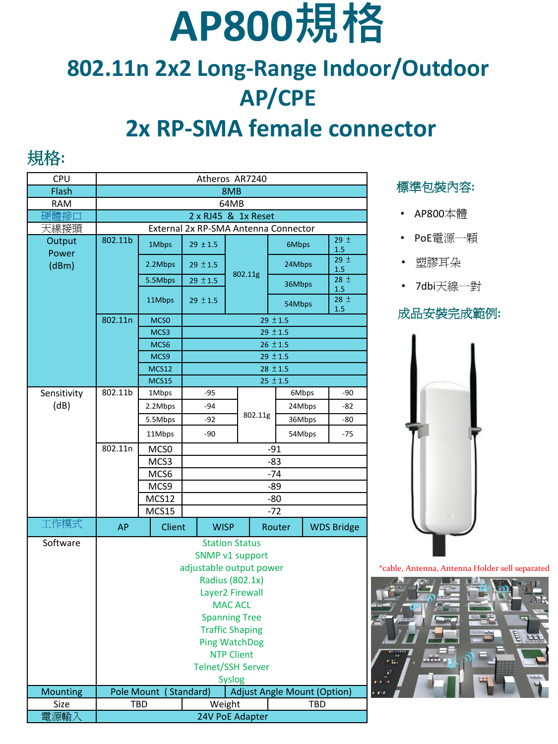# AP800規格

## 802.11n 2x2 Long-Range Indoor/Outdoor AP/CPE

## 2x RP-SMA female connector

### 規格:

| | | | | | | |
|---|---|---|---|---|---|---|
| CPU | Atheros AR7240 | | | | | |
| Flash | 8MB | | | | | |
| RAM | 64MB | | | | | |
| 硬體接口 | 2 x RJ45 & 1x Reset | | | | | |
| 天線接頭 | External 2x RP-SMA Antenna Connector | | | | | |
| Output Power (dBm) | 802.11b | 1Mbps | 29 ±1.5 | 802.11g | 6Mbps | 29 ± 1.5 |
| | | 2.2Mbps | 29 ±1.5 | | 24Mbps | 29 ± 1.5 |
| | | 5.5Mbps | 29 ±1.5 | | 36Mbps | 28 ± 1.5 |
| | | 11Mbps | 29 ±1.5 | | 54Mbps | 28 ± 1.5 |
| | 802.11n | MCS0 | 29 ±1.5 | | | |
| | | MCS3 | 29 ±1.5 | | | |
| | | MCS6 | 26 ±1.5 | | | |
| | | MCS9 | 29 ±1.5 | | | |
| | | MCS12 | 28 ±1.5 | | | |
| | | MCS15 | 25 ±1.5 | | | |
| Sensitivity (dB) | 802.11b | 1Mbps | -95 | 802.11g | 6Mbps | -90 |
| | | 2.2Mbps | -94 | | 24Mbps | -82 |
| | | 5.5Mbps | -92 | | 36Mbps | -80 |
| | | 11Mbps | -90 | | 54Mbps | -75 |
| | 802.11n | MCS0 | -91 | | | |
| | | MCS3 | -83 | | | |
| | | MCS6 | -74 | | | |
| | | MCS9 | -89 | | | |
| | | MCS12 | -80 | | | |
| | | MCS15 | -72 | | | |
| 工作模式 | AP | Client | WISP | Router | WDS Bridge | |
| Software | Station Status<br>SNMP v1 support<br>adjustable output power<br>Radius (802.1x)<br>Layer2 Firewall<br>MAC ACL<br>Spanning Tree<br>Traffic Shaping<br>Ping WatchDog<br>NTP Client<br>Telnet/SSH Server<br>Syslog | | | | | |
| Mounting | Pole Mount (Standard) | Adjust Angle Mount (Option) | | | | |
| Size | TBD | Weight | TBD | | | |
| 電源輸入 | 24V PoE Adapter | | | | | |

### 標準包裝內容:

- AP800本體
- PoE電源一顆
- 塑膠耳朵
- 7dbi天線一對

### 成品安裝完成範例:

*cable, Antenna, Antenna Holder sell separated